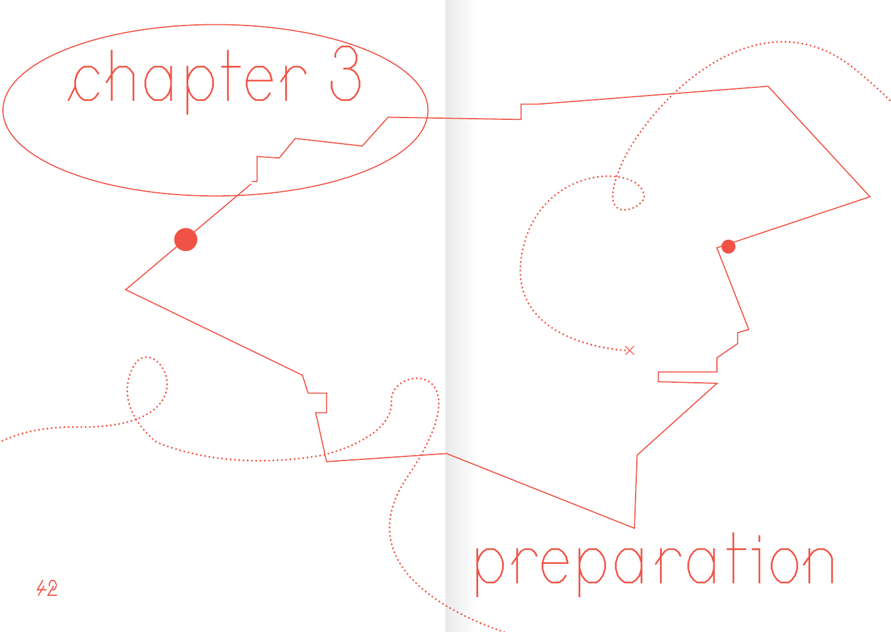# chapter 3

# preparation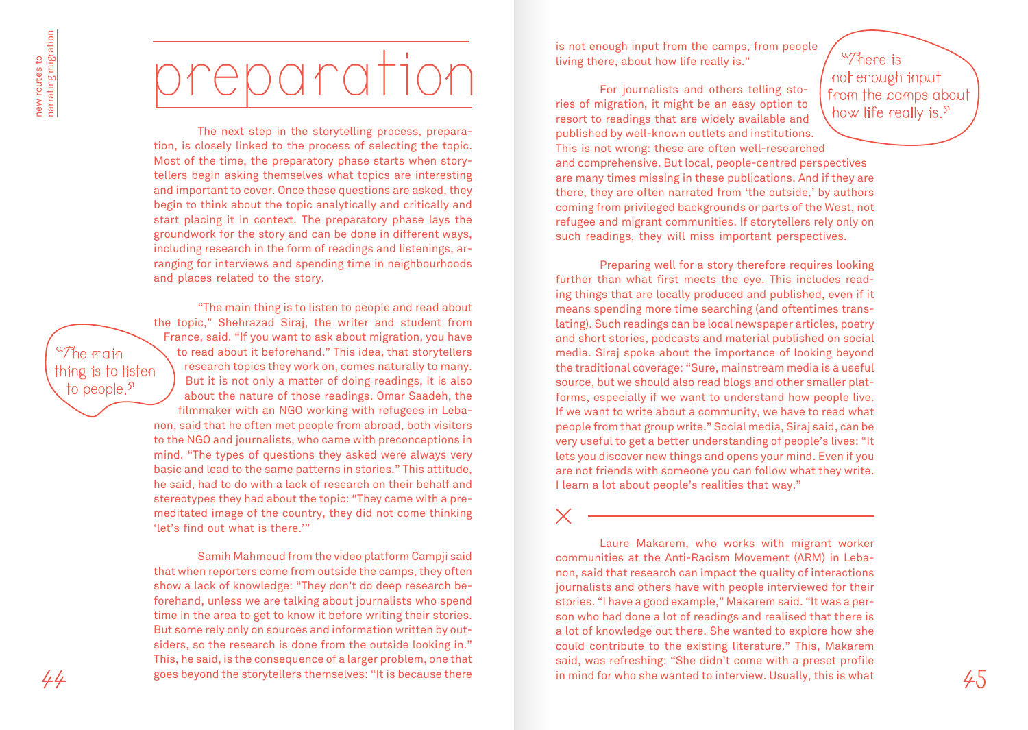# preparation

The next step in the storytelling process, preparation, is closely linked to the process of selecting the topic. Most of the time, the preparatory phase starts when storytellers begin asking themselves what topics are interesting and important to cover. Once these questions are asked, they begin to think about the topic analytically and critically and start placing it in context. The preparatory phase lays the groundwork for the story and can be done in different ways, including research in the form of readings and listenings, arranging for interviews and spending time in neighbourhoods and places related to the story.

"The main thing is to listen to people and read about the topic," Shehrazad Siraj, the writer and student from France, said. "If you want to ask about migration, you have to read about it beforehand." This idea, that storytellers research topics they work on, comes naturally to many. But it is not only a matter of doing readings, it is also about the nature of those readings. Omar Saadeh, the filmmaker with an NGO working with refugees in Lebanon, said that he often met people from abroad, both visitors to the NGO and journalists, who came with preconceptions in mind. "The types of questions they asked were always very basic and lead to the same patterns in stories." This attitude, he said, had to do with a lack of research on their behalf and stereotypes they had about the topic: "They came with a premeditated image of the country, they did not come thinking 'let's find out what is there.'"

> "The main thing is to listen to people."

Samih Mahmoud from the video platform Campji said that when reporters come from outside the camps, they often show a lack of knowledge: "They don't do deep research beforehand, unless we are talking about journalists who spend time in the area to get to know it before writing their stories. But some rely only on sources and information written by outsiders, so the research is done from the outside looking in." This, he said, is the consequence of a larger problem, one that goes beyond the storytellers themselves: "It is because there is not enough input from the camps, from people living there, about how life really is."

> "There is not enough input from the camps about how life really is."

For journalists and others telling stories of migration, it might be an easy option to resort to readings that are widely available and published by well-known outlets and institutions. This is not wrong: these are often well-researched and comprehensive. But local, people-centred perspectives are many times missing in these publications. And if they are there, they are often narrated from 'the outside,' by authors coming from privileged backgrounds or parts of the West, not refugee and migrant communities. If storytellers rely only on such readings, they will miss important perspectives.

Preparing well for a story therefore requires looking further than what first meets the eye. This includes reading things that are locally produced and published, even if it means spending more time searching (and oftentimes translating). Such readings can be local newspaper articles, poetry and short stories, podcasts and material published on social media. Siraj spoke about the importance of looking beyond the traditional coverage: "Sure, mainstream media is a useful source, but we should also read blogs and other smaller platforms, especially if we want to understand how people live. If we want to write about a community, we have to read what people from that group write." Social media, Siraj said, can be very useful to get a better understanding of people's lives: "It lets you discover new things and opens your mind. Even if you are not friends with someone you can follow what they write. I learn a lot about people's realities that way."

---

Laure Makarem, who works with migrant worker communities at the Anti-Racism Movement (ARM) in Lebanon, said that research can impact the quality of interactions journalists and others have with people interviewed for their stories. "I have a good example," Makarem said. "It was a person who had done a lot of readings and realised that there is a lot of knowledge out there. She wanted to explore how she could contribute to the existing literature." This, Makarem said, was refreshing: "She didn't come with a preset profile in mind for who she wanted to interview. Usually, this is what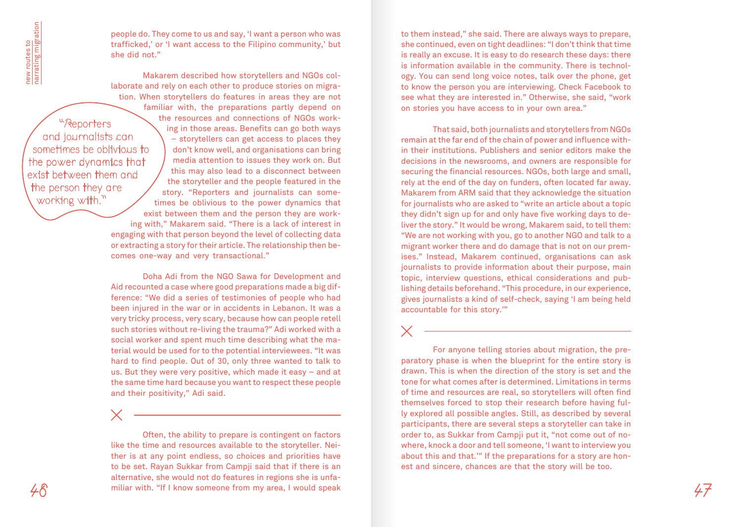people do. They come to us and say, 'I want a person who was trafficked,' or 'I want access to the Filipino community,' but she did not."

Makarem described how storytellers and NGOs collaborate and rely on each other to produce stories on migration. When storytellers do features in areas they are not familiar with, the preparations partly depend on the resources and connections of NGOs working in those areas. Benefits can go both ways – storytellers can get access to places they don't know well, and organisations can bring media attention to issues they work on. But this may also lead to a disconnect between the storyteller and the people featured in the story. "Reporters and journalists can sometimes be oblivious to the power dynamics that exist between them and the person they are working with," Makarem said. "There is a lack of interest in engaging with that person beyond the level of collecting data or extracting a story for their article. The relationship then becomes one-way and very transactional."

> "Reporters and journalists can sometimes be oblivious to the power dynamics that exist between them and the person they are working with."

Doha Adi from the NGO Sawa for Development and Aid recounted a case where good preparations made a big difference: "We did a series of testimonies of people who had been injured in the war or in accidents in Lebanon. It was a very tricky process, very scary, because how can people retell such stories without re-living the trauma?" Adi worked with a social worker and spent much time describing what the material would be used for to the potential interviewees. "It was hard to find people. Out of 30, only three wanted to talk to us. But they were very positive, which made it easy – and at the same time hard because you want to respect these people and their positivity," Adi said.

Often, the ability to prepare is contingent on factors like the time and resources available to the storyteller. Neither is at any point endless, so choices and priorities have to be set. Rayan Sukkar from Campji said that if there is an alternative, she would not do features in regions she is unfamiliar with. "If I know someone from my area, I would speak to them instead," she said. There are always ways to prepare, she continued, even on tight deadlines: "I don't think that time is really an excuse. It is easy to do research these days: there is information available in the community. There is technology. You can send long voice notes, talk over the phone, get to know the person you are interviewing. Check Facebook to see what they are interested in." Otherwise, she said, "work on stories you have access to in your own area."

That said, both journalists and storytellers from NGOs remain at the far end of the chain of power and influence within their institutions. Publishers and senior editors make the decisions in the newsrooms, and owners are responsible for securing the financial resources. NGOs, both large and small, rely at the end of the day on funders, often located far away. Makarem from ARM said that they acknowledge the situation for journalists who are asked to "write an article about a topic they didn't sign up for and only have five working days to deliver the story." It would be wrong, Makarem said, to tell them: "We are not working with you, go to another NGO and talk to a migrant worker there and do damage that is not on our premises." Instead, Makarem continued, organisations can ask journalists to provide information about their purpose, main topic, interview questions, ethical considerations and publishing details beforehand. "This procedure, in our experience, gives journalists a kind of self-check, saying 'I am being held accountable for this story.'"

For anyone telling stories about migration, the preparatory phase is when the blueprint for the entire story is drawn. This is when the direction of the story is set and the tone for what comes after is determined. Limitations in terms of time and resources are real, so storytellers will often find themselves forced to stop their research before having fully explored all possible angles. Still, as described by several participants, there are several steps a storyteller can take in order to, as Sukkar from Campji put it, "not come out of nowhere, knock a door and tell someone, 'I want to interview you about this and that.'" If the preparations for a story are honest and sincere, chances are that the story will be too.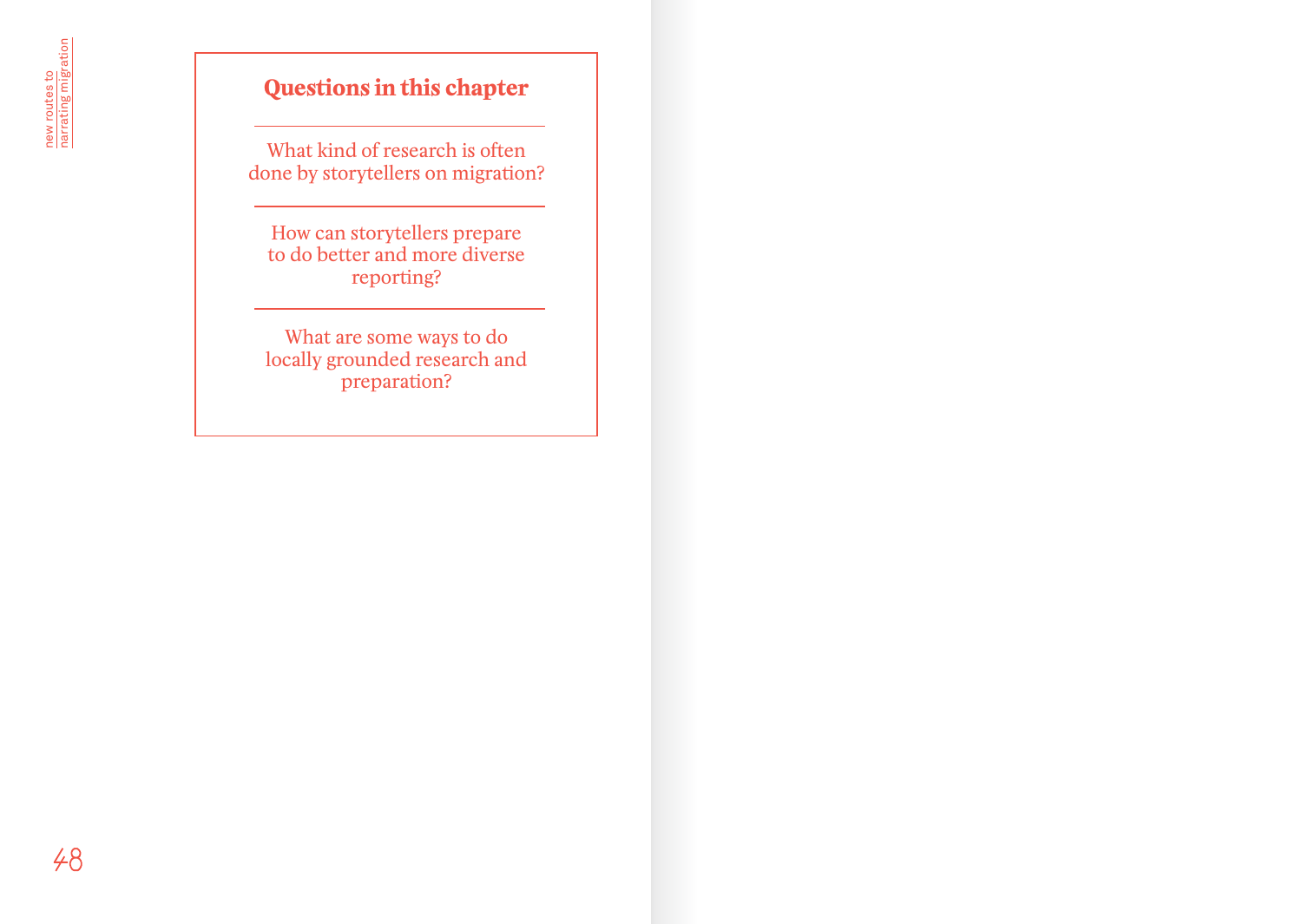## Questions in this chapter

What kind of research is often done by storytellers on migration?

How can storytellers prepare to do better and more diverse reporting?

What are some ways to do locally grounded research and preparation?